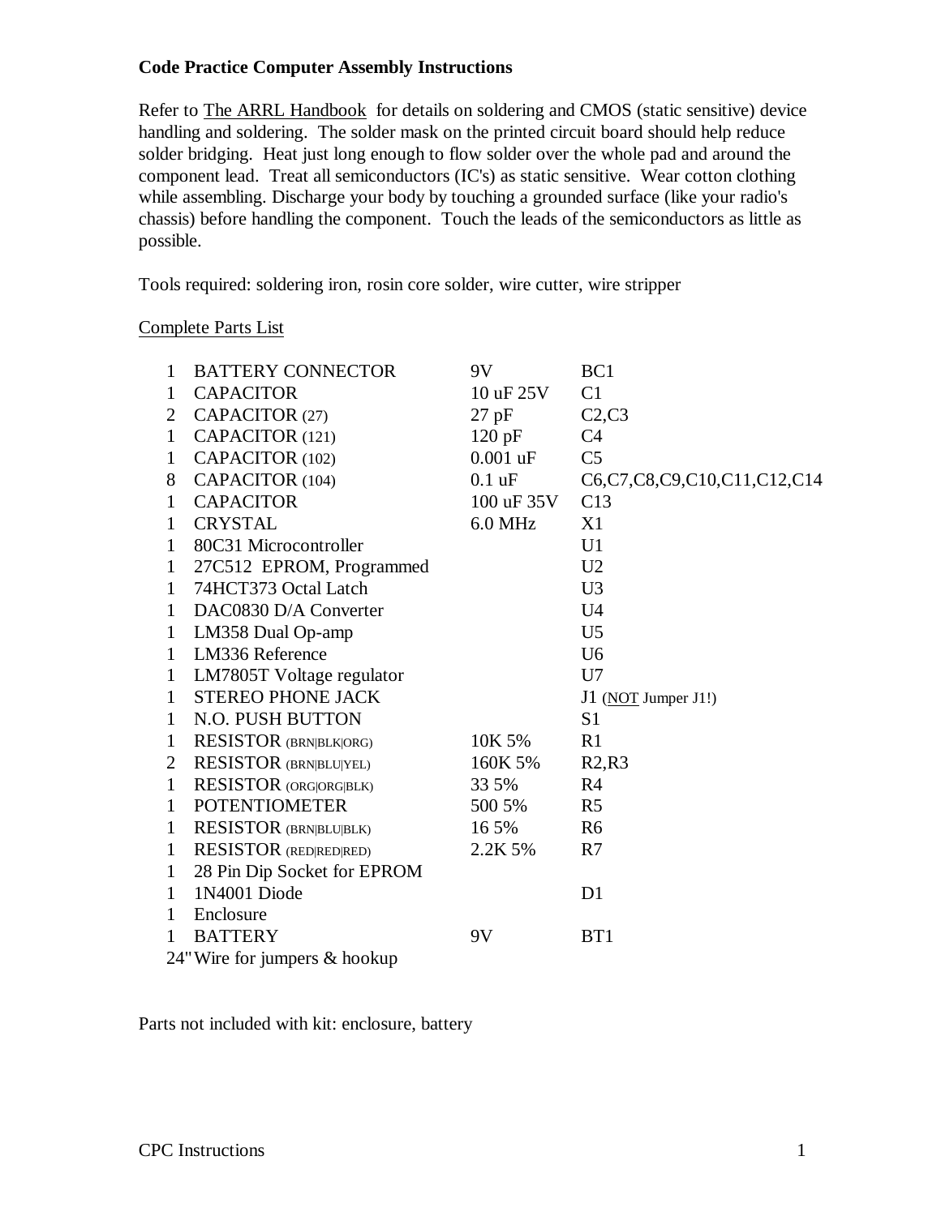**Code Practice Computer Assembly Instructions**

Refer to The ARRL Handbook for details on soldering and CMOS (static sensitive) device handling and soldering. The solder mask on the printed circuit board should help reduce solder bridging. Heat just long enough to flow solder over the whole pad and around the component lead. Treat all semiconductors (IC's) as static sensitive. Wear cotton clothing while assembling. Discharge your body by touching a grounded surface (like your radio's chassis) before handling the component. Touch the leads of the semiconductors as little as possible.

Tools required: soldering iron, rosin core solder, wire cutter, wire stripper

Complete Parts List

| Qty | Part | Value | Designator |
|---|---|---|---|
| 1 | BATTERY CONNECTOR | 9V | BC1 |
| 1 | CAPACITOR | 10 uF 25V | C1 |
| 2 | CAPACITOR (27) | 27 pF | C2,C3 |
| 1 | CAPACITOR (121) | 120 pF | C4 |
| 1 | CAPACITOR (102) | 0.001 uF | C5 |
| 8 | CAPACITOR (104) | 0.1 uF | C6,C7,C8,C9,C10,C11,C12,C14 |
| 1 | CAPACITOR | 100 uF 35V | C13 |
| 1 | CRYSTAL | 6.0 MHz | X1 |
| 1 | 80C31 Microcontroller | | U1 |
| 1 | 27C512 EPROM, Programmed | | U2 |
| 1 | 74HCT373 Octal Latch | | U3 |
| 1 | DAC0830 D/A Converter | | U4 |
| 1 | LM358 Dual Op-amp | | U5 |
| 1 | LM336 Reference | | U6 |
| 1 | LM7805T Voltage regulator | | U7 |
| 1 | STEREO PHONE JACK | | J1 (NOT Jumper J1!) |
| 1 | N.O. PUSH BUTTON | | S1 |
| 1 | RESISTOR (BRN\|BLK\|ORG) | 10K 5% | R1 |
| 2 | RESISTOR (BRN\|BLU\|YEL) | 160K 5% | R2,R3 |
| 1 | RESISTOR (ORG\|ORG\|BLK) | 33 5% | R4 |
| 1 | POTENTIOMETER | 500 5% | R5 |
| 1 | RESISTOR (BRN\|BLU\|BLK) | 16 5% | R6 |
| 1 | RESISTOR (RED\|RED\|RED) | 2.2K 5% | R7 |
| 1 | 28 Pin Dip Socket for EPROM | | |
| 1 | 1N4001 Diode | | D1 |
| 1 | Enclosure | | |
| 1 | BATTERY | 9V | BT1 |
| 24" | Wire for jumpers & hookup | | |

Parts not included with kit: enclosure, battery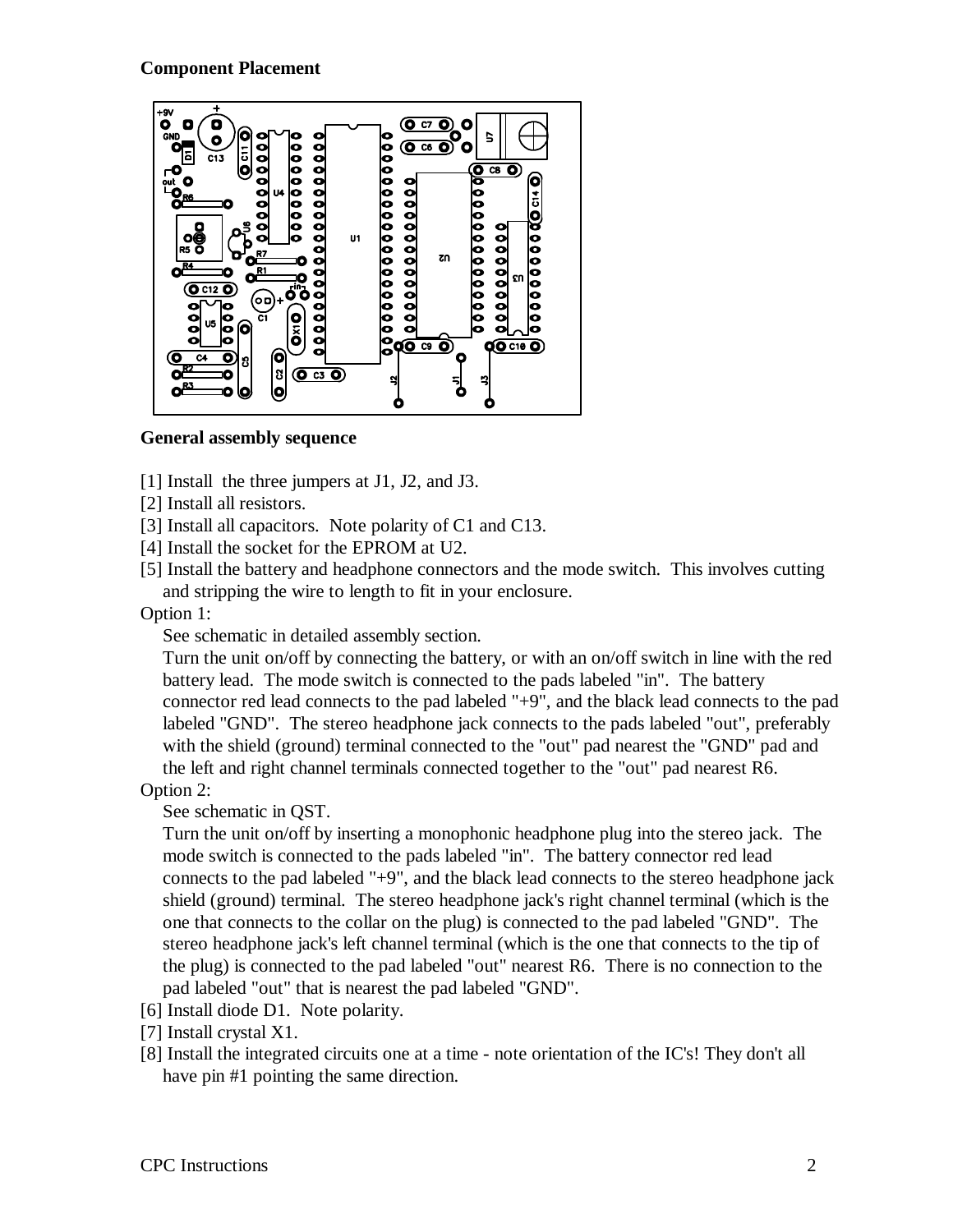**Component Placement**

**General assembly sequence**

[1] Install the three jumpers at J1, J2, and J3.

[2] Install all resistors.

[3] Install all capacitors. Note polarity of C1 and C13.

[4] Install the socket for the EPROM at U2.

[5] Install the battery and headphone connectors and the mode switch. This involves cutting and stripping the wire to length to fit in your enclosure.

Option 1:

See schematic in detailed assembly section.

Turn the unit on/off by connecting the battery, or with an on/off switch in line with the red battery lead. The mode switch is connected to the pads labeled "in". The battery connector red lead connects to the pad labeled "+9", and the black lead connects to the pad labeled "GND". The stereo headphone jack connects to the pads labeled "out", preferably with the shield (ground) terminal connected to the "out" pad nearest the "GND" pad and the left and right channel terminals connected together to the "out" pad nearest R6.

Option 2:

See schematic in QST.

Turn the unit on/off by inserting a monophonic headphone plug into the stereo jack. The mode switch is connected to the pads labeled "in". The battery connector red lead connects to the pad labeled "+9", and the black lead connects to the stereo headphone jack shield (ground) terminal. The stereo headphone jack's right channel terminal (which is the one that connects to the collar on the plug) is connected to the pad labeled "GND". The stereo headphone jack's left channel terminal (which is the one that connects to the tip of the plug) is connected to the pad labeled "out" nearest R6. There is no connection to the pad labeled "out" that is nearest the pad labeled "GND".

[6] Install diode D1. Note polarity.

[7] Install crystal X1.

[8] Install the integrated circuits one at a time - note orientation of the IC's! They don't all have pin #1 pointing the same direction.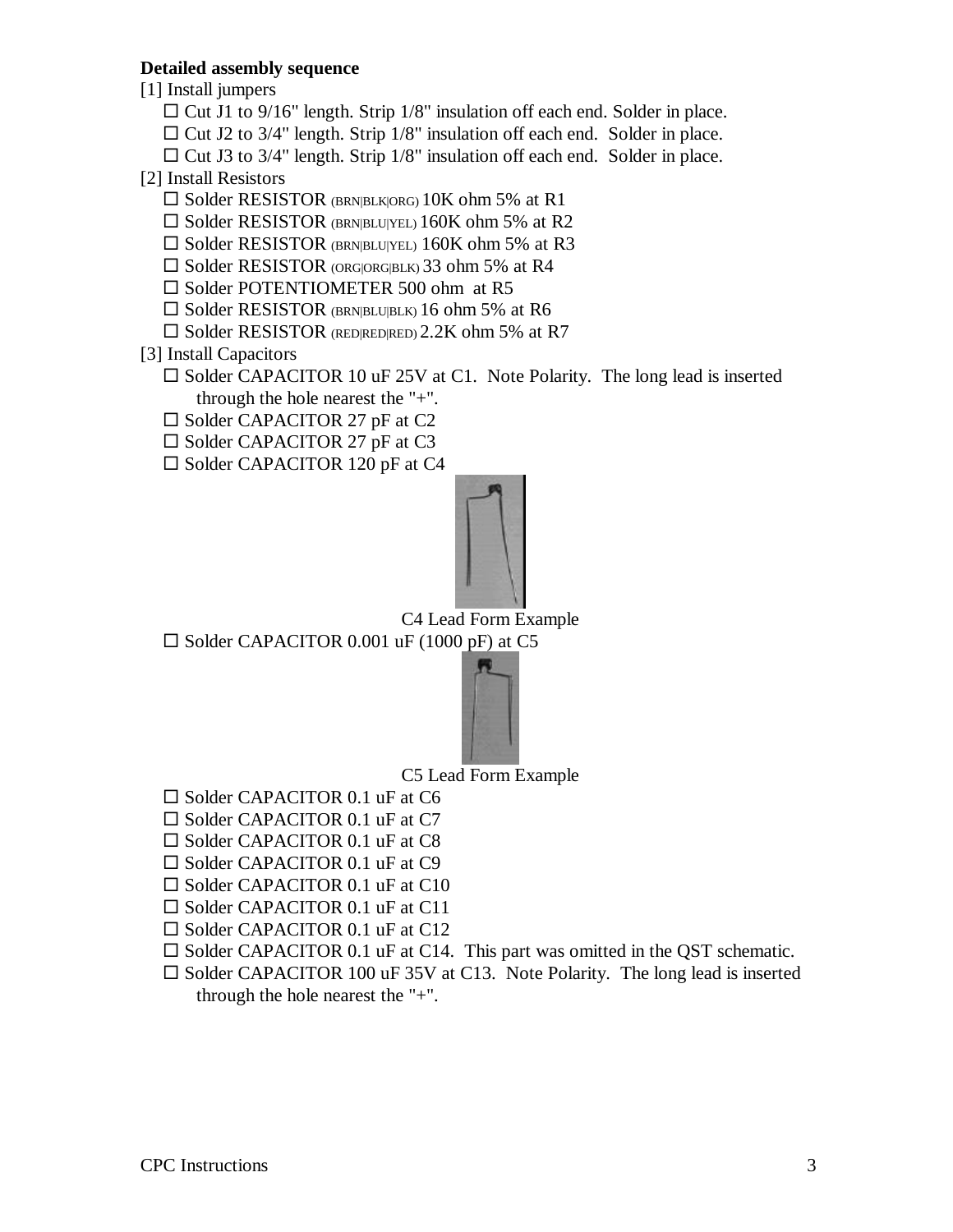**Detailed assembly sequence**

[1] Install jumpers

- ☐ Cut J1 to 9/16" length. Strip 1/8" insulation off each end. Solder in place.
- ☐ Cut J2 to 3/4" length. Strip 1/8" insulation off each end. Solder in place.
- ☐ Cut J3 to 3/4" length. Strip 1/8" insulation off each end. Solder in place.

[2] Install Resistors

- ☐ Solder RESISTOR (BRN|BLK|ORG) 10K ohm 5% at R1
- ☐ Solder RESISTOR (BRN|BLU|YEL) 160K ohm 5% at R2
- ☐ Solder RESISTOR (BRN|BLU|YEL) 160K ohm 5% at R3
- ☐ Solder RESISTOR (ORG|ORG|BLK) 33 ohm 5% at R4
- ☐ Solder POTENTIOMETER 500 ohm at R5
- ☐ Solder RESISTOR (BRN|BLU|BLK) 16 ohm 5% at R6
- ☐ Solder RESISTOR (RED|RED|RED) 2.2K ohm 5% at R7

[3] Install Capacitors

- ☐ Solder CAPACITOR 10 uF 25V at C1. Note Polarity. The long lead is inserted through the hole nearest the "+".
- ☐ Solder CAPACITOR 27 pF at C2
- ☐ Solder CAPACITOR 27 pF at C3
- ☐ Solder CAPACITOR 120 pF at C4

C4 Lead Form Example

- ☐ Solder CAPACITOR 0.001 uF (1000 pF) at C5

C5 Lead Form Example

- ☐ Solder CAPACITOR 0.1 uF at C6
- ☐ Solder CAPACITOR 0.1 uF at C7
- ☐ Solder CAPACITOR 0.1 uF at C8
- ☐ Solder CAPACITOR 0.1 uF at C9
- ☐ Solder CAPACITOR 0.1 uF at C10
- ☐ Solder CAPACITOR 0.1 uF at C11
- ☐ Solder CAPACITOR 0.1 uF at C12
- ☐ Solder CAPACITOR 0.1 uF at C14. This part was omitted in the QST schematic.
- ☐ Solder CAPACITOR 100 uF 35V at C13. Note Polarity. The long lead is inserted through the hole nearest the "+".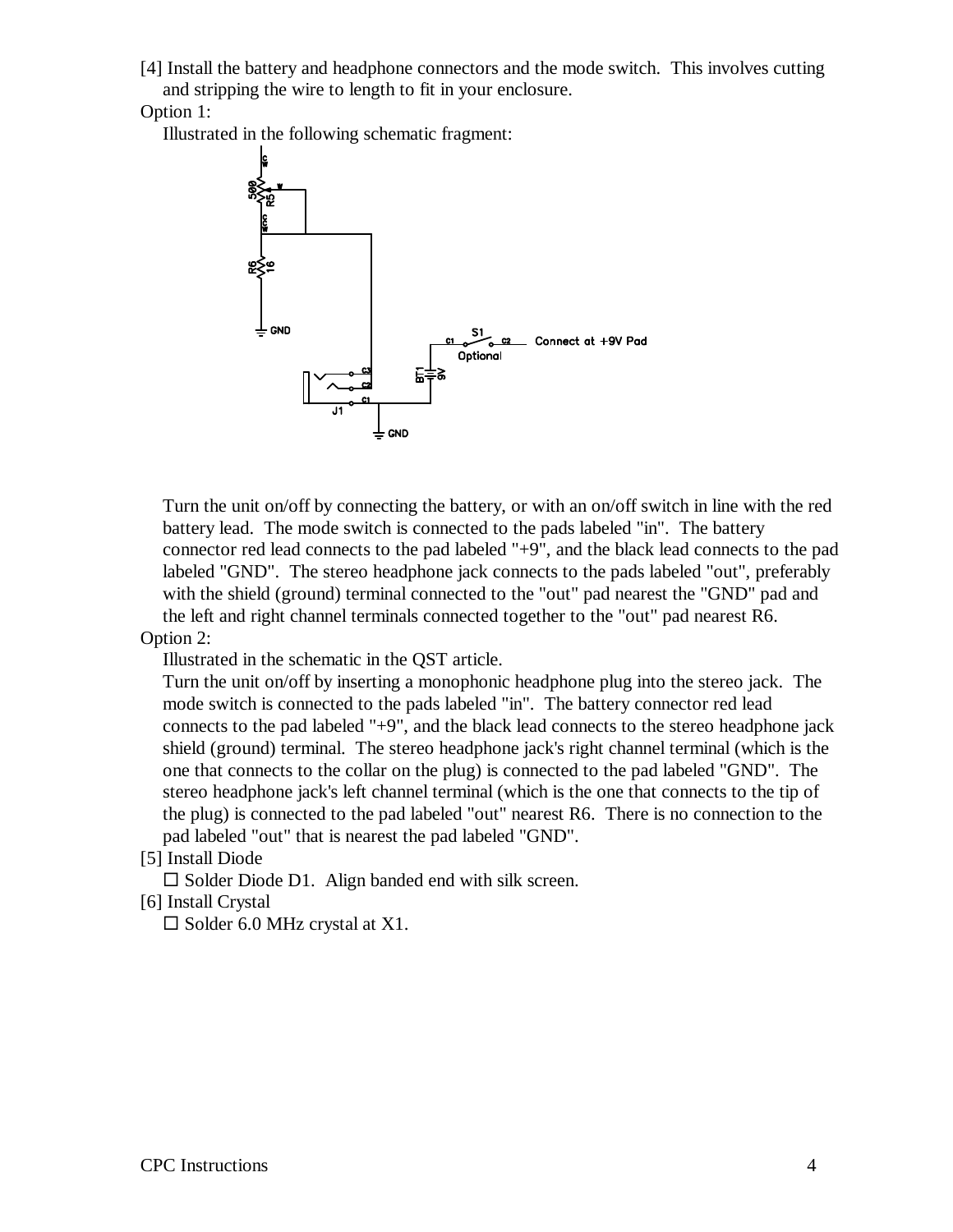[4] Install the battery and headphone connectors and the mode switch. This involves cutting and stripping the wire to length to fit in your enclosure.

Option 1:

Illustrated in the following schematic fragment:

Turn the unit on/off by connecting the battery, or with an on/off switch in line with the red battery lead. The mode switch is connected to the pads labeled "in". The battery connector red lead connects to the pad labeled "+9", and the black lead connects to the pad labeled "GND". The stereo headphone jack connects to the pads labeled "out", preferably with the shield (ground) terminal connected to the "out" pad nearest the "GND" pad and the left and right channel terminals connected together to the "out" pad nearest R6.

Option 2:

Illustrated in the schematic in the QST article.

Turn the unit on/off by inserting a monophonic headphone plug into the stereo jack. The mode switch is connected to the pads labeled "in". The battery connector red lead connects to the pad labeled "+9", and the black lead connects to the stereo headphone jack shield (ground) terminal. The stereo headphone jack's right channel terminal (which is the one that connects to the collar on the plug) is connected to the pad labeled "GND". The stereo headphone jack's left channel terminal (which is the one that connects to the tip of the plug) is connected to the pad labeled "out" nearest R6. There is no connection to the pad labeled "out" that is nearest the pad labeled "GND".

[5] Install Diode

☐ Solder Diode D1. Align banded end with silk screen.

[6] Install Crystal

☐ Solder 6.0 MHz crystal at X1.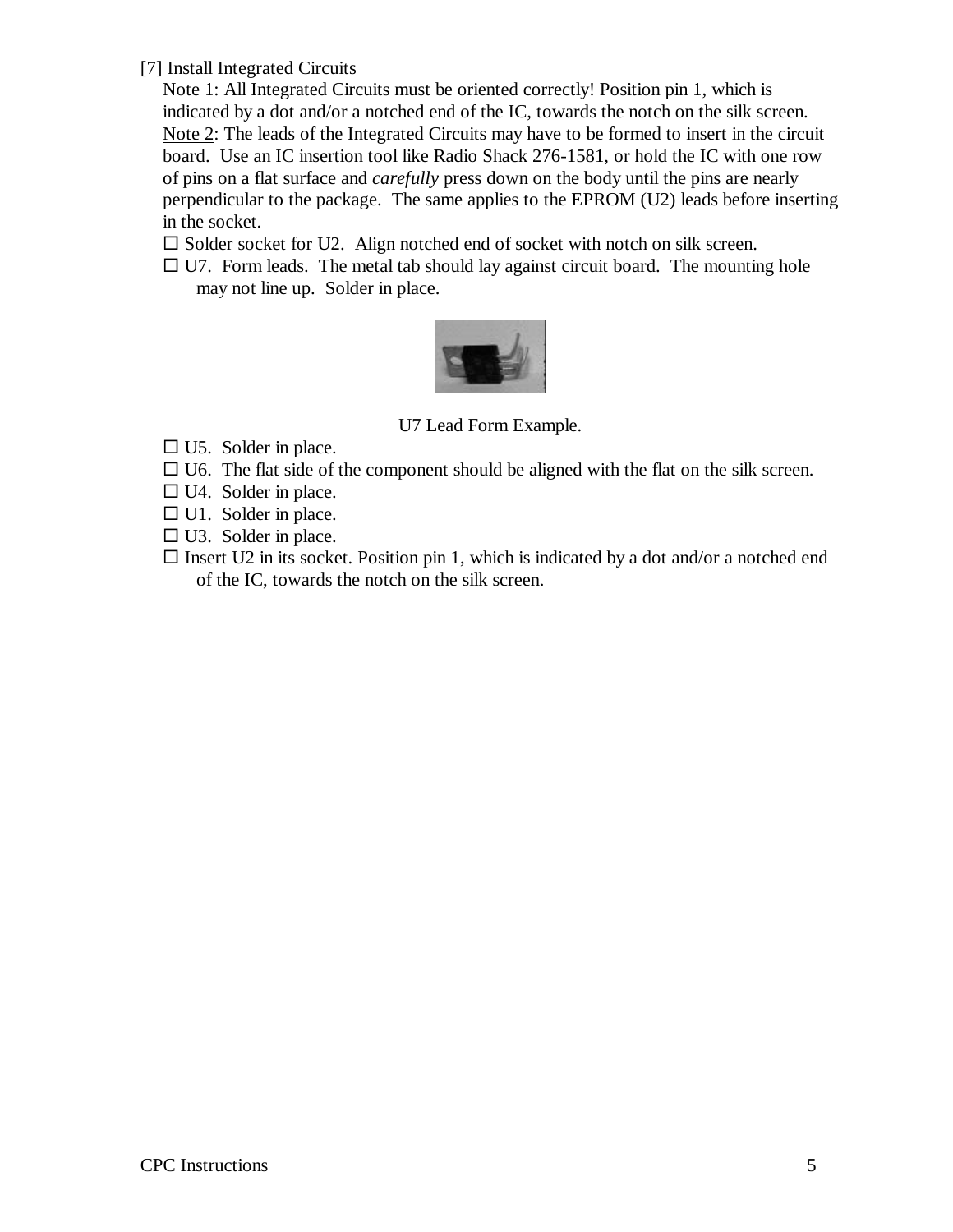[7] Install Integrated Circuits

<u>Note 1</u>: All Integrated Circuits must be oriented correctly! Position pin 1, which is indicated by a dot and/or a notched end of the IC, towards the notch on the silk screen.

<u>Note 2</u>: The leads of the Integrated Circuits may have to be formed to insert in the circuit board. Use an IC insertion tool like Radio Shack 276-1581, or hold the IC with one row of pins on a flat surface and *carefully* press down on the body until the pins are nearly perpendicular to the package. The same applies to the EPROM (U2) leads before inserting in the socket.

- ☐ Solder socket for U2. Align notched end of socket with notch on silk screen.
- ☐ U7. Form leads. The metal tab should lay against circuit board. The mounting hole may not line up. Solder in place.

U7 Lead Form Example.

- ☐ U5. Solder in place.
- ☐ U6. The flat side of the component should be aligned with the flat on the silk screen.
- ☐ U4. Solder in place.
- ☐ U1. Solder in place.
- ☐ U3. Solder in place.
- ☐ Insert U2 in its socket. Position pin 1, which is indicated by a dot and/or a notched end of the IC, towards the notch on the silk screen.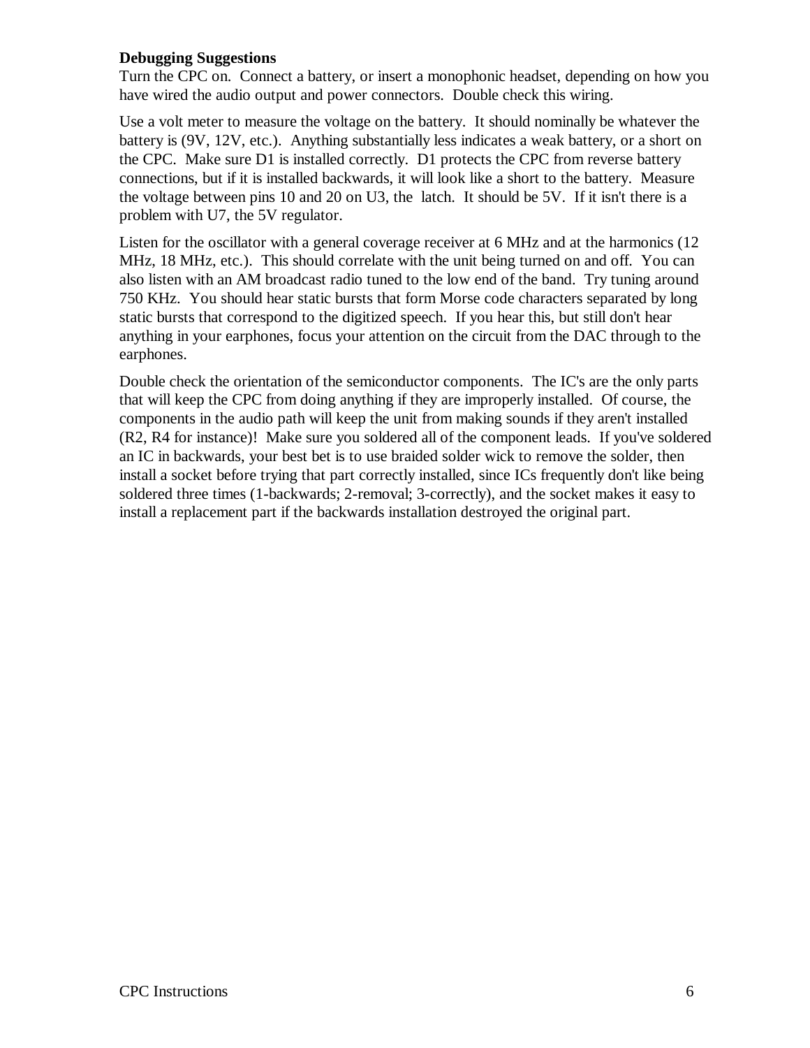**Debugging Suggestions**

Turn the CPC on. Connect a battery, or insert a monophonic headset, depending on how you have wired the audio output and power connectors. Double check this wiring.

Use a volt meter to measure the voltage on the battery. It should nominally be whatever the battery is (9V, 12V, etc.). Anything substantially less indicates a weak battery, or a short on the CPC. Make sure D1 is installed correctly. D1 protects the CPC from reverse battery connections, but if it is installed backwards, it will look like a short to the battery. Measure the voltage between pins 10 and 20 on U3, the latch. It should be 5V. If it isn't there is a problem with U7, the 5V regulator.

Listen for the oscillator with a general coverage receiver at 6 MHz and at the harmonics (12 MHz, 18 MHz, etc.). This should correlate with the unit being turned on and off. You can also listen with an AM broadcast radio tuned to the low end of the band. Try tuning around 750 KHz. You should hear static bursts that form Morse code characters separated by long static bursts that correspond to the digitized speech. If you hear this, but still don't hear anything in your earphones, focus your attention on the circuit from the DAC through to the earphones.

Double check the orientation of the semiconductor components. The IC's are the only parts that will keep the CPC from doing anything if they are improperly installed. Of course, the components in the audio path will keep the unit from making sounds if they aren't installed (R2, R4 for instance)! Make sure you soldered all of the component leads. If you've soldered an IC in backwards, your best bet is to use braided solder wick to remove the solder, then install a socket before trying that part correctly installed, since ICs frequently don't like being soldered three times (1-backwards; 2-removal; 3-correctly), and the socket makes it easy to install a replacement part if the backwards installation destroyed the original part.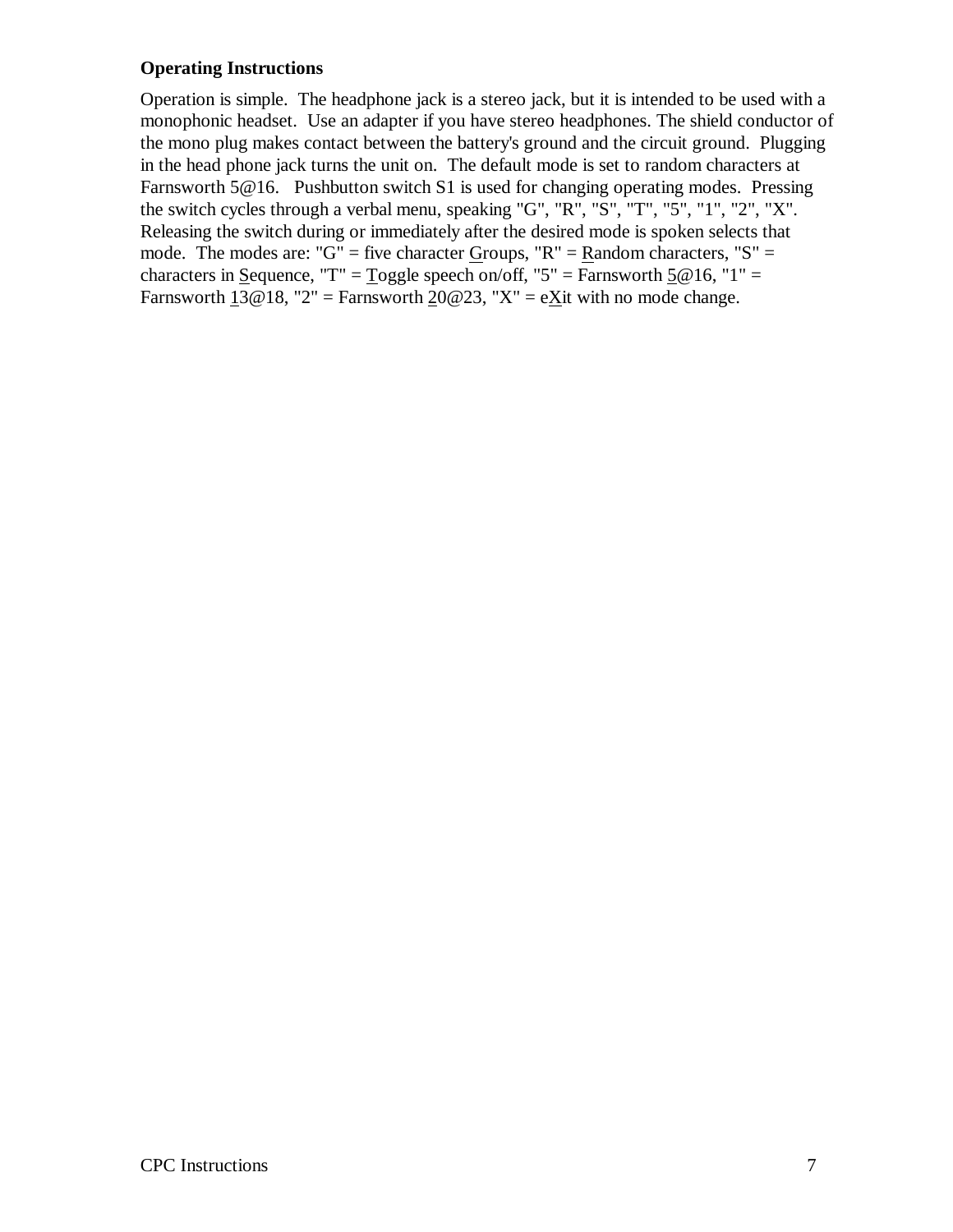**Operating Instructions**

Operation is simple. The headphone jack is a stereo jack, but it is intended to be used with a monophonic headset. Use an adapter if you have stereo headphones. The shield conductor of the mono plug makes contact between the battery's ground and the circuit ground. Plugging in the head phone jack turns the unit on. The default mode is set to random characters at Farnsworth 5@16. Pushbutton switch S1 is used for changing operating modes. Pressing the switch cycles through a verbal menu, speaking "G", "R", "S", "T", "5", "1", "2", "X". Releasing the switch during or immediately after the desired mode is spoken selects that mode. The modes are: "G" = five character <u>G</u>roups, "R" = <u>R</u>andom characters, "S" = characters in <u>S</u>equence, "T" = <u>T</u>oggle speech on/off, "5" = Farnsworth <u>5</u>@16, "1" = Farnsworth <u>1</u>3@18, "2" = Farnsworth <u>2</u>0@23, "X" = e<u>X</u>it with no mode change.